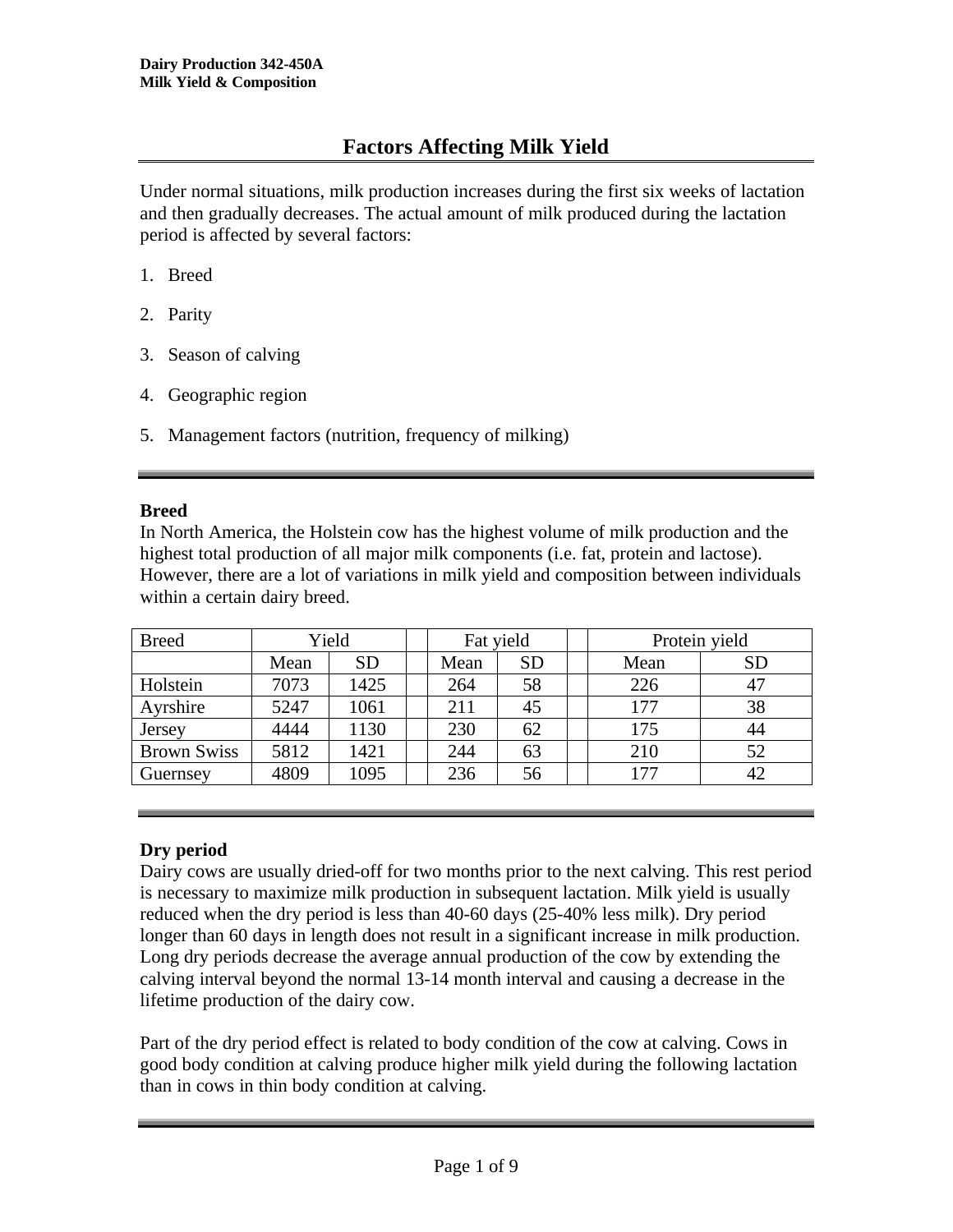# Factors Affecting Milk Yield

Under normal situations, milk production increases during the first six weeks of lactation and then gradually decreases. The actual amount of milk produced during the lactation period is affected by several factors:

1. Breed
2. Parity
3. Season of calving
4. Geographic region
5. Management factors (nutrition, frequency of milking)

---

**Breed**
In North America, the Holstein cow has the highest volume of milk production and the highest total production of all major milk components (i.e. fat, protein and lactose). However, there are a lot of variations in milk yield and composition between individuals within a certain dairy breed.

| Breed | Yield | | | Fat yield | | | Protein yield | |
|---|---|---|---|---|---|---|---|---|
| | Mean | SD | | Mean | SD | | Mean | SD |
| Holstein | 7073 | 1425 | | 264 | 58 | | 226 | 47 |
| Ayrshire | 5247 | 1061 | | 211 | 45 | | 177 | 38 |
| Jersey | 4444 | 1130 | | 230 | 62 | | 175 | 44 |
| Brown Swiss | 5812 | 1421 | | 244 | 63 | | 210 | 52 |
| Guernsey | 4809 | 1095 | | 236 | 56 | | 177 | 42 |

---

**Dry period**
Dairy cows are usually dried-off for two months prior to the next calving. This rest period is necessary to maximize milk production in subsequent lactation. Milk yield is usually reduced when the dry period is less than 40-60 days (25-40% less milk). Dry period longer than 60 days in length does not result in a significant increase in milk production. Long dry periods decrease the average annual production of the cow by extending the calving interval beyond the normal 13-14 month interval and causing a decrease in the lifetime production of the dairy cow.

Part of the dry period effect is related to body condition of the cow at calving. Cows in good body condition at calving produce higher milk yield during the following lactation than in cows in thin body condition at calving.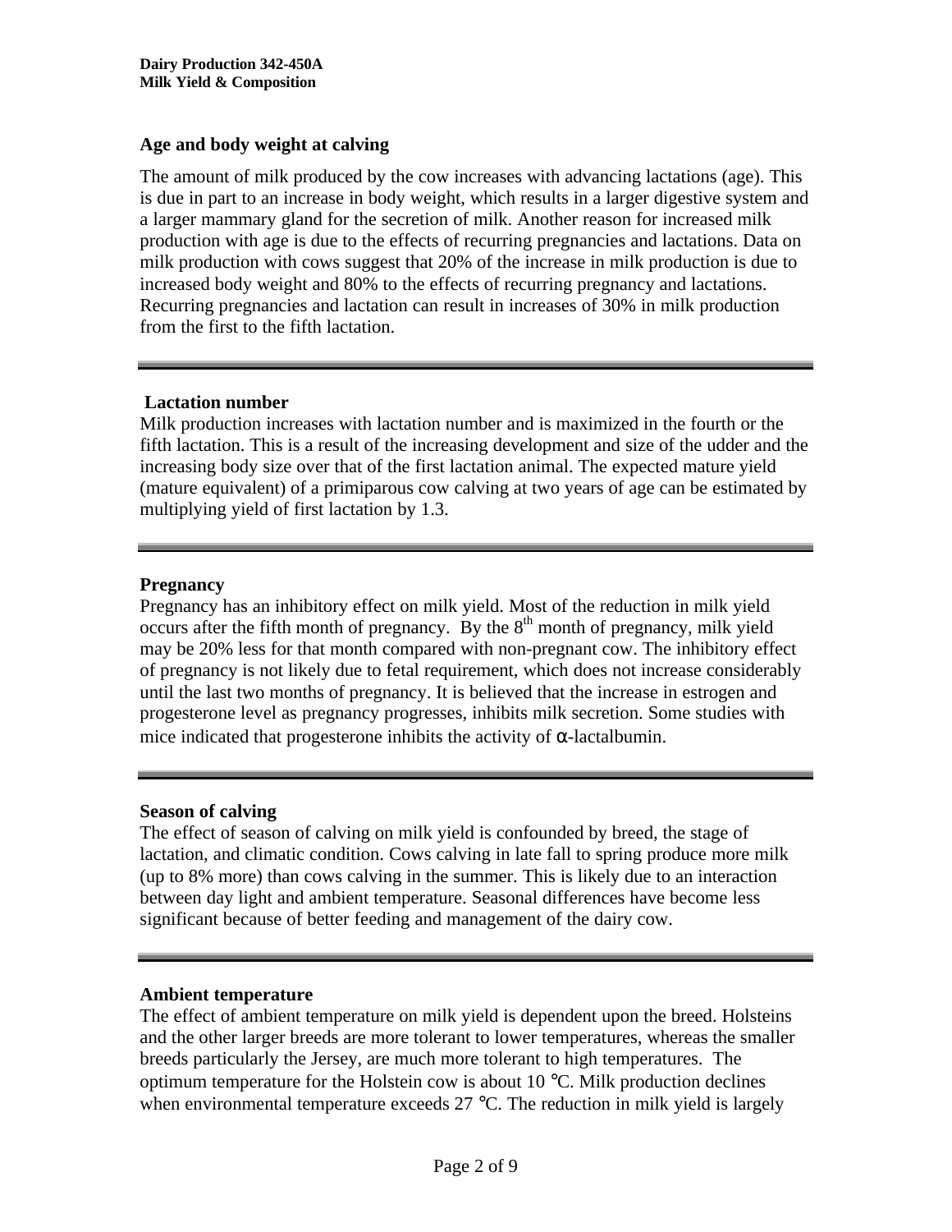### Age and body weight at calving

The amount of milk produced by the cow increases with advancing lactations (age). This is due in part to an increase in body weight, which results in a larger digestive system and a larger mammary gland for the secretion of milk. Another reason for increased milk production with age is due to the effects of recurring pregnancies and lactations. Data on milk production with cows suggest that 20% of the increase in milk production is due to increased body weight and 80% to the effects of recurring pregnancy and lactations. Recurring pregnancies and lactation can result in increases of 30% in milk production from the first to the fifth lactation.

---

### Lactation number

Milk production increases with lactation number and is maximized in the fourth or the fifth lactation. This is a result of the increasing development and size of the udder and the increasing body size over that of the first lactation animal. The expected mature yield (mature equivalent) of a primiparous cow calving at two years of age can be estimated by multiplying yield of first lactation by 1.3.

---

### Pregnancy

Pregnancy has an inhibitory effect on milk yield. Most of the reduction in milk yield occurs after the fifth month of pregnancy. By the 8$^{th}$ month of pregnancy, milk yield may be 20% less for that month compared with non-pregnant cow. The inhibitory effect of pregnancy is not likely due to fetal requirement, which does not increase considerably until the last two months of pregnancy. It is believed that the increase in estrogen and progesterone level as pregnancy progresses, inhibits milk secretion. Some studies with mice indicated that progesterone inhibits the activity of $\alpha$-lactalbumin.

---

### Season of calving

The effect of season of calving on milk yield is confounded by breed, the stage of lactation, and climatic condition. Cows calving in late fall to spring produce more milk (up to 8% more) than cows calving in the summer. This is likely due to an interaction between day light and ambient temperature. Seasonal differences have become less significant because of better feeding and management of the dairy cow.

---

### Ambient temperature

The effect of ambient temperature on milk yield is dependent upon the breed. Holsteins and the other larger breeds are more tolerant to lower temperatures, whereas the smaller breeds particularly the Jersey, are much more tolerant to high temperatures. The optimum temperature for the Holstein cow is about 10 °C. Milk production declines when environmental temperature exceeds 27 °C. The reduction in milk yield is largely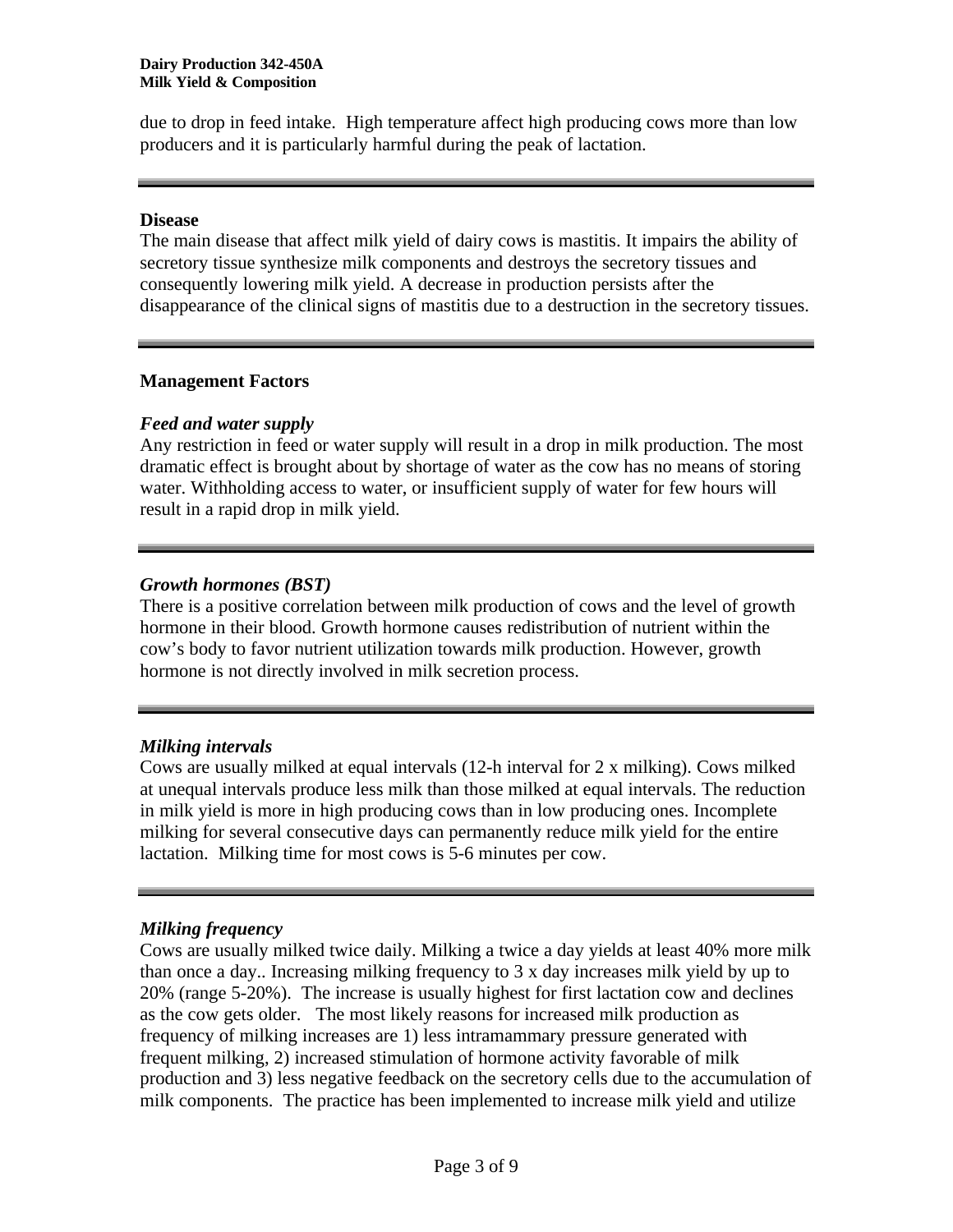due to drop in feed intake. High temperature affect high producing cows more than low producers and it is particularly harmful during the peak of lactation.

---

**Disease**

The main disease that affect milk yield of dairy cows is mastitis. It impairs the ability of secretory tissue synthesize milk components and destroys the secretory tissues and consequently lowering milk yield. A decrease in production persists after the disappearance of the clinical signs of mastitis due to a destruction in the secretory tissues.

---

**Management Factors**

***Feed and water supply***

Any restriction in feed or water supply will result in a drop in milk production. The most dramatic effect is brought about by shortage of water as the cow has no means of storing water. Withholding access to water, or insufficient supply of water for few hours will result in a rapid drop in milk yield.

---

***Growth hormones (BST)***

There is a positive correlation between milk production of cows and the level of growth hormone in their blood. Growth hormone causes redistribution of nutrient within the cow's body to favor nutrient utilization towards milk production. However, growth hormone is not directly involved in milk secretion process.

---

***Milking intervals***

Cows are usually milked at equal intervals (12-h interval for 2 x milking). Cows milked at unequal intervals produce less milk than those milked at equal intervals. The reduction in milk yield is more in high producing cows than in low producing ones. Incomplete milking for several consecutive days can permanently reduce milk yield for the entire lactation. Milking time for most cows is 5-6 minutes per cow.

---

***Milking frequency***

Cows are usually milked twice daily. Milking a twice a day yields at least 40% more milk than once a day.. Increasing milking frequency to 3 x day increases milk yield by up to 20% (range 5-20%). The increase is usually highest for first lactation cow and declines as the cow gets older. The most likely reasons for increased milk production as frequency of milking increases are 1) less intramammary pressure generated with frequent milking, 2) increased stimulation of hormone activity favorable of milk production and 3) less negative feedback on the secretory cells due to the accumulation of milk components. The practice has been implemented to increase milk yield and utilize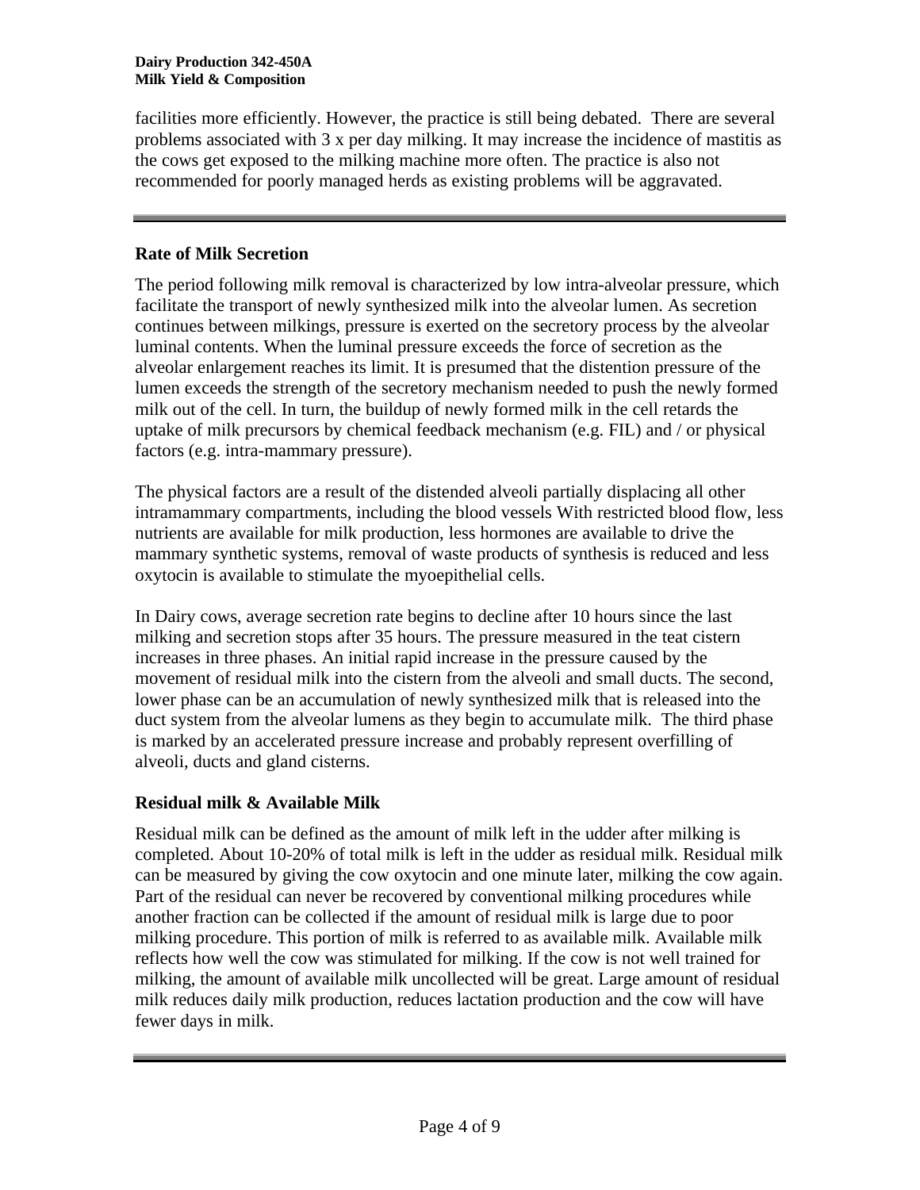facilities more efficiently. However, the practice is still being debated. There are several problems associated with 3 x per day milking. It may increase the incidence of mastitis as the cows get exposed to the milking machine more often. The practice is also not recommended for poorly managed herds as existing problems will be aggravated.

---

### Rate of Milk Secretion

The period following milk removal is characterized by low intra-alveolar pressure, which facilitate the transport of newly synthesized milk into the alveolar lumen. As secretion continues between milkings, pressure is exerted on the secretory process by the alveolar luminal contents. When the luminal pressure exceeds the force of secretion as the alveolar enlargement reaches its limit. It is presumed that the distention pressure of the lumen exceeds the strength of the secretory mechanism needed to push the newly formed milk out of the cell. In turn, the buildup of newly formed milk in the cell retards the uptake of milk precursors by chemical feedback mechanism (e.g. FIL) and / or physical factors (e.g. intra-mammary pressure).

The physical factors are a result of the distended alveoli partially displacing all other intramammary compartments, including the blood vessels With restricted blood flow, less nutrients are available for milk production, less hormones are available to drive the mammary synthetic systems, removal of waste products of synthesis is reduced and less oxytocin is available to stimulate the myoepithelial cells.

In Dairy cows, average secretion rate begins to decline after 10 hours since the last milking and secretion stops after 35 hours. The pressure measured in the teat cistern increases in three phases. An initial rapid increase in the pressure caused by the movement of residual milk into the cistern from the alveoli and small ducts. The second, lower phase can be an accumulation of newly synthesized milk that is released into the duct system from the alveolar lumens as they begin to accumulate milk. The third phase is marked by an accelerated pressure increase and probably represent overfilling of alveoli, ducts and gland cisterns.

### Residual milk & Available Milk

Residual milk can be defined as the amount of milk left in the udder after milking is completed. About 10-20% of total milk is left in the udder as residual milk. Residual milk can be measured by giving the cow oxytocin and one minute later, milking the cow again. Part of the residual can never be recovered by conventional milking procedures while another fraction can be collected if the amount of residual milk is large due to poor milking procedure. This portion of milk is referred to as available milk. Available milk reflects how well the cow was stimulated for milking. If the cow is not well trained for milking, the amount of available milk uncollected will be great. Large amount of residual milk reduces daily milk production, reduces lactation production and the cow will have fewer days in milk.

---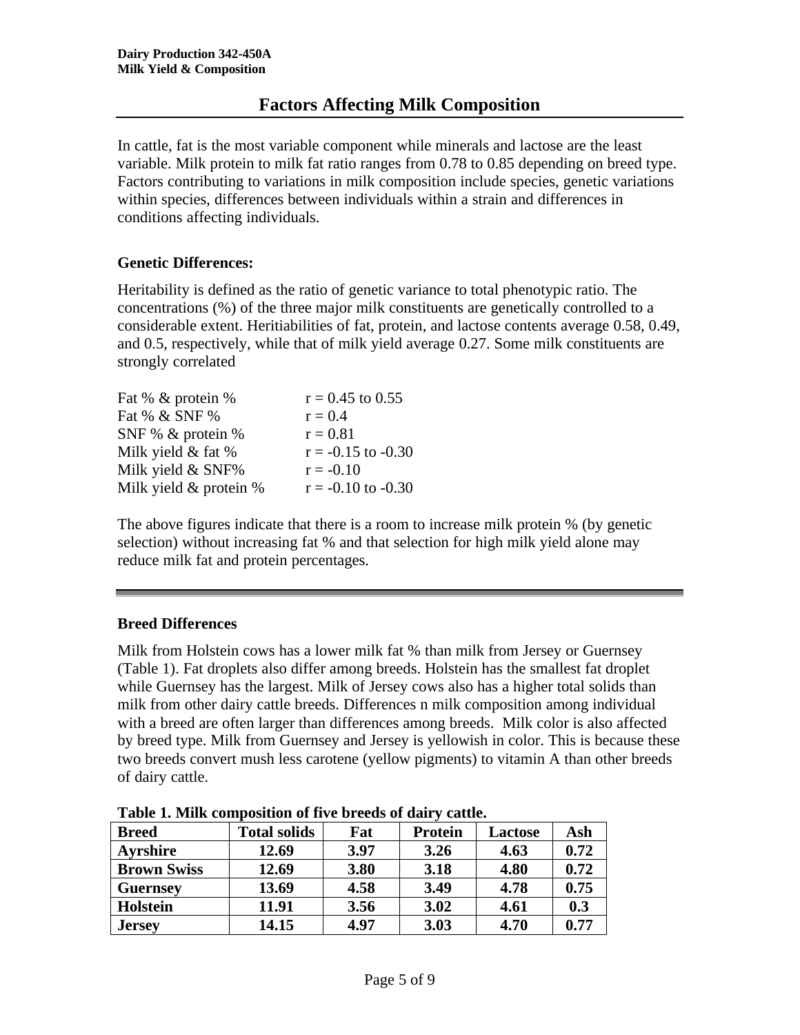# Factors Affecting Milk Composition

In cattle, fat is the most variable component while minerals and lactose are the least variable. Milk protein to milk fat ratio ranges from 0.78 to 0.85 depending on breed type. Factors contributing to variations in milk composition include species, genetic variations within species, differences between individuals within a strain and differences in conditions affecting individuals.

**Genetic Differences:**

Heritability is defined as the ratio of genetic variance to total phenotypic ratio. The concentrations (%) of the three major milk constituents are genetically controlled to a considerable extent. Heritiabilities of fat, protein, and lactose contents average 0.58, 0.49, and 0.5, respectively, while that of milk yield average 0.27. Some milk constituents are strongly correlated

| | |
|---|---|
| Fat % & protein % | r = 0.45 to 0.55 |
| Fat % & SNF % | r = 0.4 |
| SNF % & protein % | r = 0.81 |
| Milk yield & fat % | r = -0.15 to -0.30 |
| Milk yield & SNF% | r = -0.10 |
| Milk yield & protein % | r = -0.10 to -0.30 |

The above figures indicate that there is a room to increase milk protein % (by genetic selection) without increasing fat % and that selection for high milk yield alone may reduce milk fat and protein percentages.

---

**Breed Differences**

Milk from Holstein cows has a lower milk fat % than milk from Jersey or Guernsey (Table 1). Fat droplets also differ among breeds. Holstein has the smallest fat droplet while Guernsey has the largest. Milk of Jersey cows also has a higher total solids than milk from other dairy cattle breeds. Differences n milk composition among individual with a breed are often larger than differences among breeds. Milk color is also affected by breed type. Milk from Guernsey and Jersey is yellowish in color. This is because these two breeds convert mush less carotene (yellow pigments) to vitamin A than other breeds of dairy cattle.

**Table 1. Milk composition of five breeds of dairy cattle.**

| Breed | Total solids | Fat | Protein | Lactose | Ash |
|---|---|---|---|---|---|
| **Ayrshire** | **12.69** | **3.97** | **3.26** | **4.63** | **0.72** |
| **Brown Swiss** | **12.69** | **3.80** | **3.18** | **4.80** | **0.72** |
| **Guernsey** | **13.69** | **4.58** | **3.49** | **4.78** | **0.75** |
| **Holstein** | **11.91** | **3.56** | **3.02** | **4.61** | **0.3** |
| **Jersey** | **14.15** | **4.97** | **3.03** | **4.70** | **0.77** |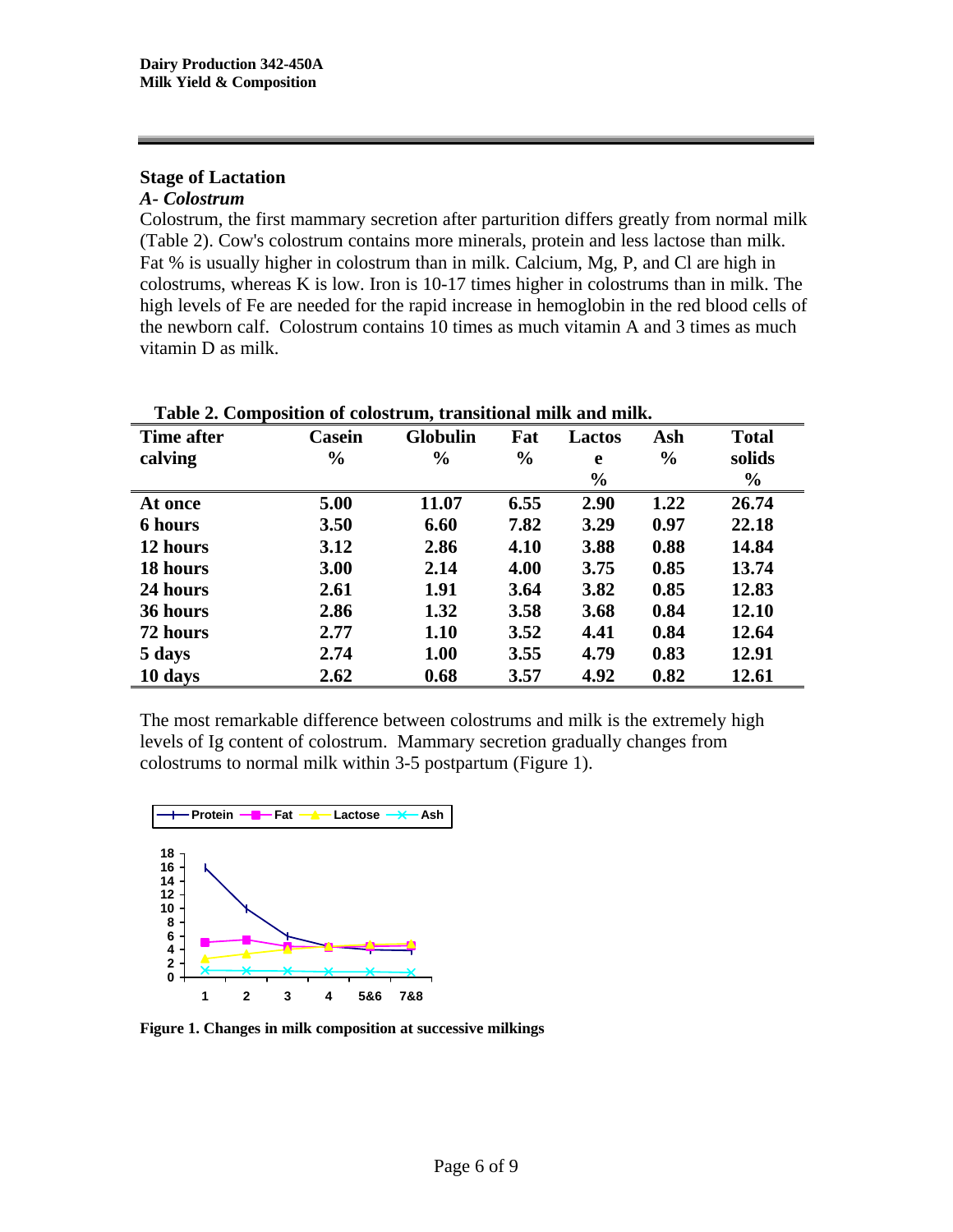## Stage of Lactation

### *A- Colostrum*

Colostrum, the first mammary secretion after parturition differs greatly from normal milk (Table 2). Cow's colostrum contains more minerals, protein and less lactose than milk. Fat % is usually higher in colostrum than in milk. Calcium, Mg, P, and Cl are high in colostrums, whereas K is low. Iron is 10-17 times higher in colostrums than in milk. The high levels of Fe are needed for the rapid increase in hemoglobin in the red blood cells of the newborn calf. Colostrum contains 10 times as much vitamin A and 3 times as much vitamin D as milk.

**Table 2. Composition of colostrum, transitional milk and milk.**

| Time after calving | Casein % | Globulin % | Fat % | Lactose % | Ash % | Total solids % |
|---|---|---|---|---|---|---|
| At once | 5.00 | 11.07 | 6.55 | 2.90 | 1.22 | 26.74 |
| 6 hours | 3.50 | 6.60 | 7.82 | 3.29 | 0.97 | 22.18 |
| 12 hours | 3.12 | 2.86 | 4.10 | 3.88 | 0.88 | 14.84 |
| 18 hours | 3.00 | 2.14 | 4.00 | 3.75 | 0.85 | 13.74 |
| 24 hours | 2.61 | 1.91 | 3.64 | 3.82 | 0.85 | 12.83 |
| 36 hours | 2.86 | 1.32 | 3.58 | 3.68 | 0.84 | 12.10 |
| 72 hours | 2.77 | 1.10 | 3.52 | 4.41 | 0.84 | 12.64 |
| 5 days | 2.74 | 1.00 | 3.55 | 4.79 | 0.83 | 12.91 |
| 10 days | 2.62 | 0.68 | 3.57 | 4.92 | 0.82 | 12.61 |

The most remarkable difference between colostrums and milk is the extremely high levels of Ig content of colostrum. Mammary secretion gradually changes from colostrums to normal milk within 3-5 postpartum (Figure 1).

**Figure 1. Changes in milk composition at successive milkings**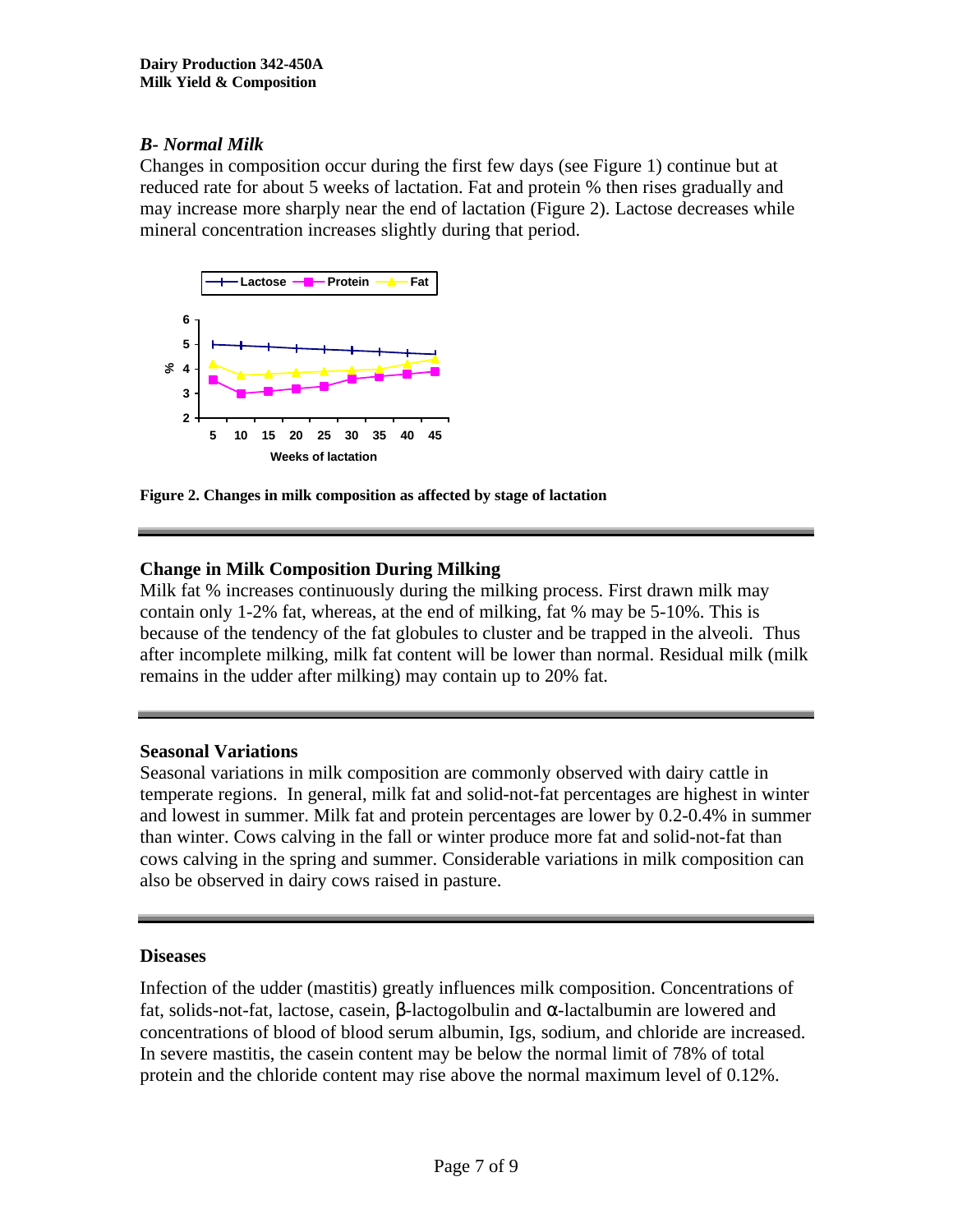### *B- Normal Milk*

Changes in composition occur during the first few days (see Figure 1) continue but at reduced rate for about 5 weeks of lactation. Fat and protein % then rises gradually and may increase more sharply near the end of lactation (Figure 2). Lactose decreases while mineral concentration increases slightly during that period.

**Figure 2. Changes in milk composition as affected by stage of lactation**

## Change in Milk Composition During Milking

Milk fat % increases continuously during the milking process. First drawn milk may contain only 1-2% fat, whereas, at the end of milking, fat % may be 5-10%. This is because of the tendency of the fat globules to cluster and be trapped in the alveoli. Thus after incomplete milking, milk fat content will be lower than normal. Residual milk (milk remains in the udder after milking) may contain up to 20% fat.

## Seasonal Variations

Seasonal variations in milk composition are commonly observed with dairy cattle in temperate regions. In general, milk fat and solid-not-fat percentages are highest in winter and lowest in summer. Milk fat and protein percentages are lower by 0.2-0.4% in summer than winter. Cows calving in the fall or winter produce more fat and solid-not-fat than cows calving in the spring and summer. Considerable variations in milk composition can also be observed in dairy cows raised in pasture.

## Diseases

Infection of the udder (mastitis) greatly influences milk composition. Concentrations of fat, solids-not-fat, lactose, casein, β-lactogolbulin and α-lactalbumin are lowered and concentrations of blood of blood serum albumin, Igs, sodium, and chloride are increased. In severe mastitis, the casein content may be below the normal limit of 78% of total protein and the chloride content may rise above the normal maximum level of 0.12%.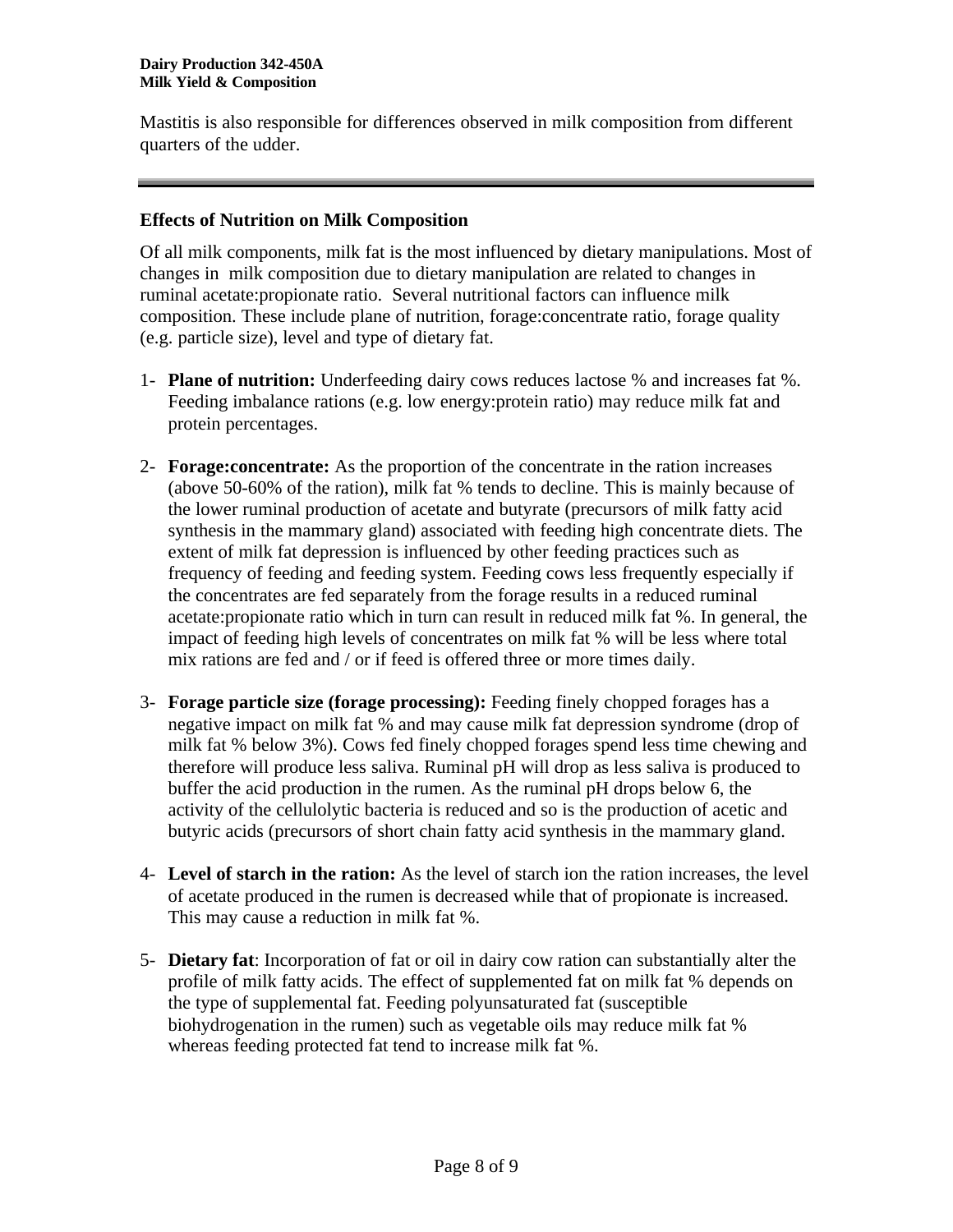Mastitis is also responsible for differences observed in milk composition from different quarters of the udder.

---

**Effects of Nutrition on Milk Composition**

Of all milk components, milk fat is the most influenced by dietary manipulations. Most of changes in milk composition due to dietary manipulation are related to changes in ruminal acetate:propionate ratio. Several nutritional factors can influence milk composition. These include plane of nutrition, forage:concentrate ratio, forage quality (e.g. particle size), level and type of dietary fat.

1- **Plane of nutrition:** Underfeeding dairy cows reduces lactose % and increases fat %. Feeding imbalance rations (e.g. low energy:protein ratio) may reduce milk fat and protein percentages.

2- **Forage:concentrate:** As the proportion of the concentrate in the ration increases (above 50-60% of the ration), milk fat % tends to decline. This is mainly because of the lower ruminal production of acetate and butyrate (precursors of milk fatty acid synthesis in the mammary gland) associated with feeding high concentrate diets. The extent of milk fat depression is influenced by other feeding practices such as frequency of feeding and feeding system. Feeding cows less frequently especially if the concentrates are fed separately from the forage results in a reduced ruminal acetate:propionate ratio which in turn can result in reduced milk fat %. In general, the impact of feeding high levels of concentrates on milk fat % will be less where total mix rations are fed and / or if feed is offered three or more times daily.

3- **Forage particle size (forage processing):** Feeding finely chopped forages has a negative impact on milk fat % and may cause milk fat depression syndrome (drop of milk fat % below 3%). Cows fed finely chopped forages spend less time chewing and therefore will produce less saliva. Ruminal pH will drop as less saliva is produced to buffer the acid production in the rumen. As the ruminal pH drops below 6, the activity of the cellulolytic bacteria is reduced and so is the production of acetic and butyric acids (precursors of short chain fatty acid synthesis in the mammary gland.

4- **Level of starch in the ration:** As the level of starch ion the ration increases, the level of acetate produced in the rumen is decreased while that of propionate is increased. This may cause a reduction in milk fat %.

5- **Dietary fat**: Incorporation of fat or oil in dairy cow ration can substantially alter the profile of milk fatty acids. The effect of supplemented fat on milk fat % depends on the type of supplemental fat. Feeding polyunsaturated fat (susceptible biohydrogenation in the rumen) such as vegetable oils may reduce milk fat % whereas feeding protected fat tend to increase milk fat %.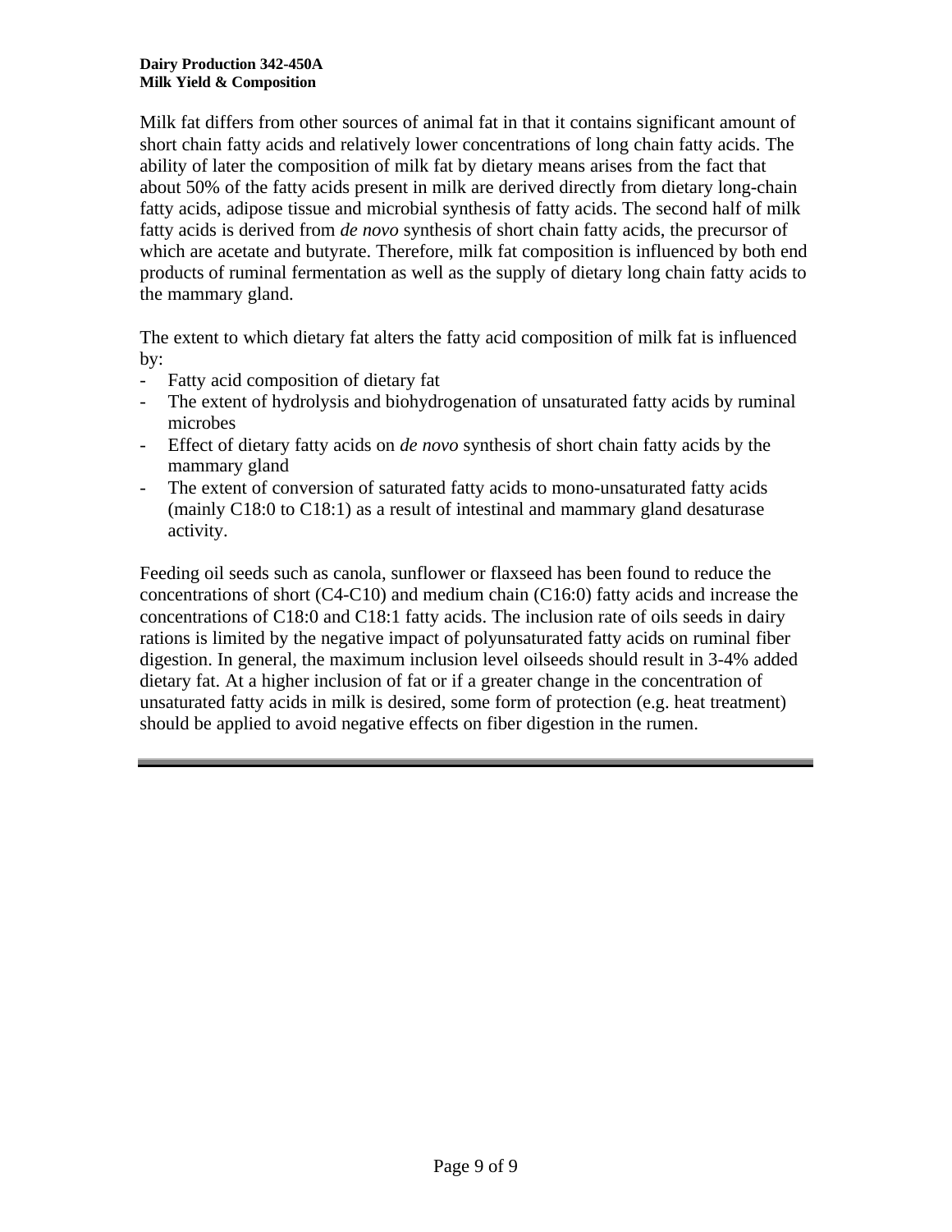Milk fat differs from other sources of animal fat in that it contains significant amount of short chain fatty acids and relatively lower concentrations of long chain fatty acids. The ability of later the composition of milk fat by dietary means arises from the fact that about 50% of the fatty acids present in milk are derived directly from dietary long-chain fatty acids, adipose tissue and microbial synthesis of fatty acids. The second half of milk fatty acids is derived from *de novo* synthesis of short chain fatty acids, the precursor of which are acetate and butyrate. Therefore, milk fat composition is influenced by both end products of ruminal fermentation as well as the supply of dietary long chain fatty acids to the mammary gland.

The extent to which dietary fat alters the fatty acid composition of milk fat is influenced by:

- Fatty acid composition of dietary fat
- The extent of hydrolysis and biohydrogenation of unsaturated fatty acids by ruminal microbes
- Effect of dietary fatty acids on *de novo* synthesis of short chain fatty acids by the mammary gland
- The extent of conversion of saturated fatty acids to mono-unsaturated fatty acids (mainly C18:0 to C18:1) as a result of intestinal and mammary gland desaturase activity.

Feeding oil seeds such as canola, sunflower or flaxseed has been found to reduce the concentrations of short (C4-C10) and medium chain (C16:0) fatty acids and increase the concentrations of C18:0 and C18:1 fatty acids. The inclusion rate of oils seeds in dairy rations is limited by the negative impact of polyunsaturated fatty acids on ruminal fiber digestion. In general, the maximum inclusion level oilseeds should result in 3-4% added dietary fat. At a higher inclusion of fat or if a greater change in the concentration of unsaturated fatty acids in milk is desired, some form of protection (e.g. heat treatment) should be applied to avoid negative effects on fiber digestion in the rumen.